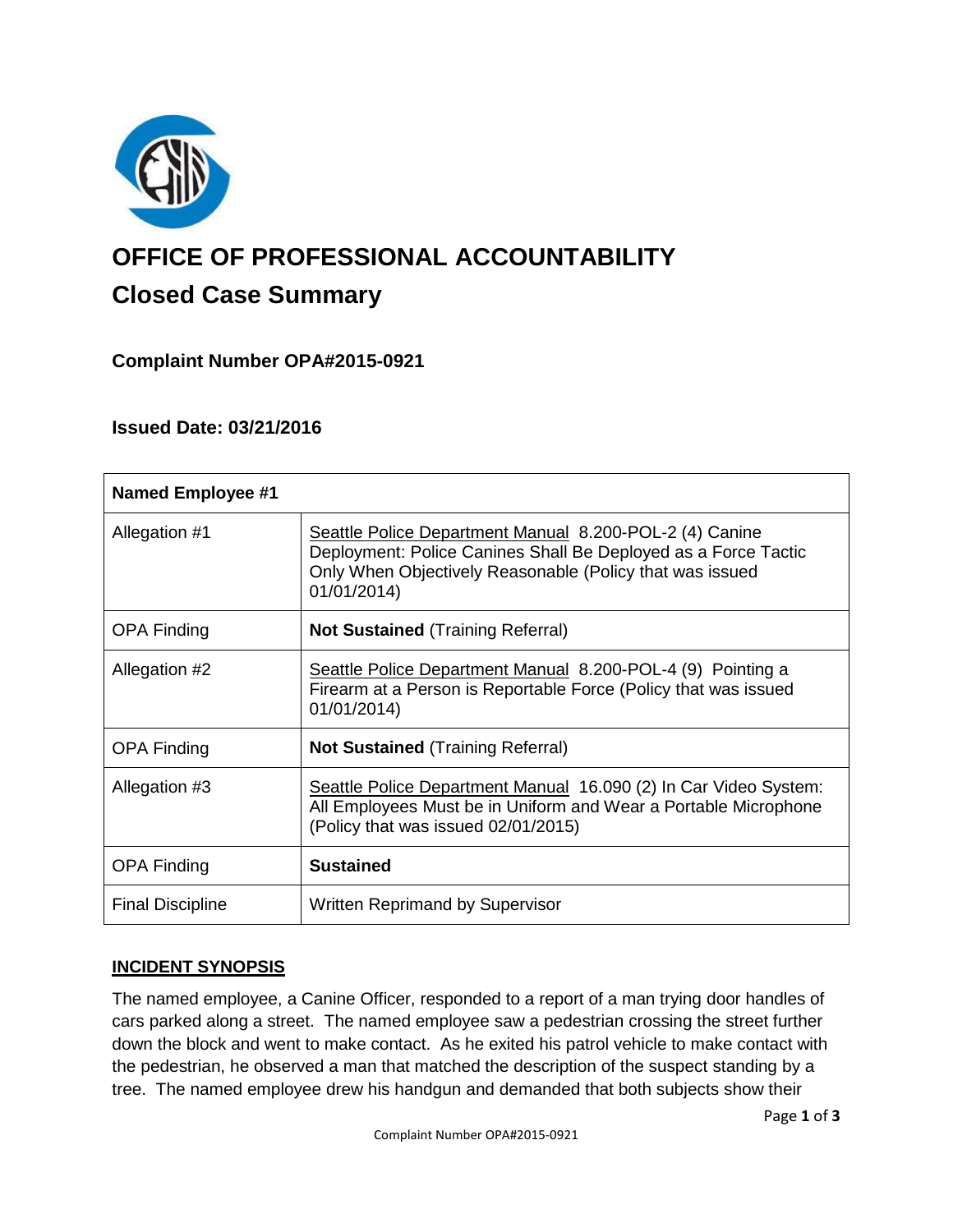# OFFICE OF PROFESSIONAL ACCOUNTABILITY

## Closed Case Summary

### Complaint Number OPA#2015-0921

### Issued Date: 03/21/2016

| **Named Employee #1** | |
|---|---|
| Allegation #1 | Seattle Police Department Manual 8.200-POL-2 (4) Canine Deployment: Police Canines Shall Be Deployed as a Force Tactic Only When Objectively Reasonable (Policy that was issued 01/01/2014) |
| OPA Finding | **Not Sustained** (Training Referral) |
| Allegation #2 | Seattle Police Department Manual 8.200-POL-4 (9) Pointing a Firearm at a Person is Reportable Force (Policy that was issued 01/01/2014) |
| OPA Finding | **Not Sustained** (Training Referral) |
| Allegation #3 | Seattle Police Department Manual 16.090 (2) In Car Video System: All Employees Must be in Uniform and Wear a Portable Microphone (Policy that was issued 02/01/2015) |
| OPA Finding | **Sustained** |
| Final Discipline | Written Reprimand by Supervisor |

## INCIDENT SYNOPSIS

The named employee, a Canine Officer, responded to a report of a man trying door handles of cars parked along a street. The named employee saw a pedestrian crossing the street further down the block and went to make contact. As he exited his patrol vehicle to make contact with the pedestrian, he observed a man that matched the description of the suspect standing by a tree. The named employee drew his handgun and demanded that both subjects show their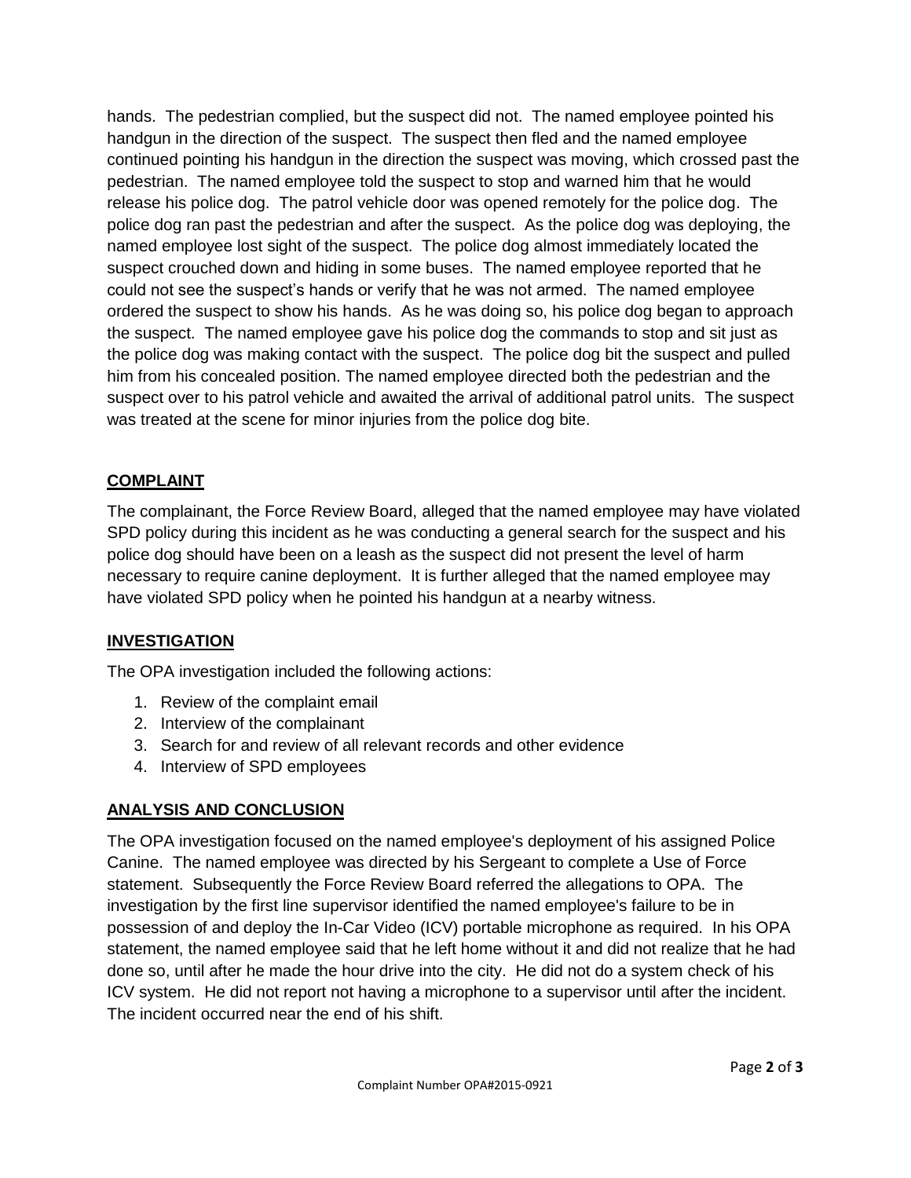hands. The pedestrian complied, but the suspect did not. The named employee pointed his handgun in the direction of the suspect. The suspect then fled and the named employee continued pointing his handgun in the direction the suspect was moving, which crossed past the pedestrian. The named employee told the suspect to stop and warned him that he would release his police dog. The patrol vehicle door was opened remotely for the police dog. The police dog ran past the pedestrian and after the suspect. As the police dog was deploying, the named employee lost sight of the suspect. The police dog almost immediately located the suspect crouched down and hiding in some buses. The named employee reported that he could not see the suspect's hands or verify that he was not armed. The named employee ordered the suspect to show his hands. As he was doing so, his police dog began to approach the suspect. The named employee gave his police dog the commands to stop and sit just as the police dog was making contact with the suspect. The police dog bit the suspect and pulled him from his concealed position. The named employee directed both the pedestrian and the suspect over to his patrol vehicle and awaited the arrival of additional patrol units. The suspect was treated at the scene for minor injuries from the police dog bite.

## COMPLAINT

The complainant, the Force Review Board, alleged that the named employee may have violated SPD policy during this incident as he was conducting a general search for the suspect and his police dog should have been on a leash as the suspect did not present the level of harm necessary to require canine deployment. It is further alleged that the named employee may have violated SPD policy when he pointed his handgun at a nearby witness.

## INVESTIGATION

The OPA investigation included the following actions:

1. Review of the complaint email
2. Interview of the complainant
3. Search for and review of all relevant records and other evidence
4. Interview of SPD employees

## ANALYSIS AND CONCLUSION

The OPA investigation focused on the named employee's deployment of his assigned Police Canine. The named employee was directed by his Sergeant to complete a Use of Force statement. Subsequently the Force Review Board referred the allegations to OPA. The investigation by the first line supervisor identified the named employee's failure to be in possession of and deploy the In-Car Video (ICV) portable microphone as required. In his OPA statement, the named employee said that he left home without it and did not realize that he had done so, until after he made the hour drive into the city. He did not do a system check of his ICV system. He did not report not having a microphone to a supervisor until after the incident. The incident occurred near the end of his shift.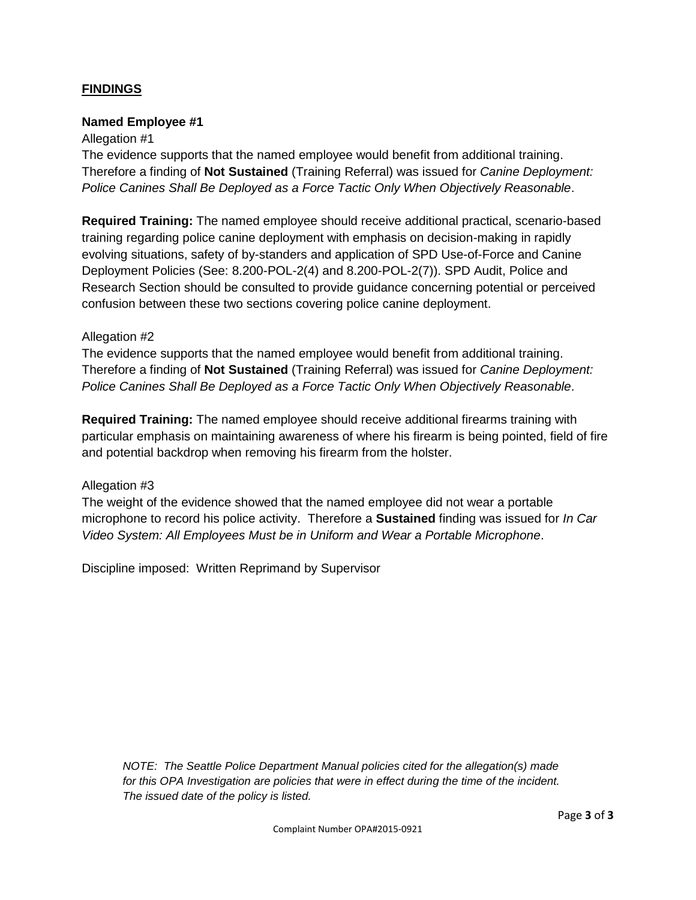## FINDINGS

**Named Employee #1**

Allegation #1

The evidence supports that the named employee would benefit from additional training. Therefore a finding of **Not Sustained** (Training Referral) was issued for *Canine Deployment: Police Canines Shall Be Deployed as a Force Tactic Only When Objectively Reasonable*.

**Required Training:** The named employee should receive additional practical, scenario-based training regarding police canine deployment with emphasis on decision-making in rapidly evolving situations, safety of by-standers and application of SPD Use-of-Force and Canine Deployment Policies (See: 8.200-POL-2(4) and 8.200-POL-2(7)). SPD Audit, Police and Research Section should be consulted to provide guidance concerning potential or perceived confusion between these two sections covering police canine deployment.

Allegation #2

The evidence supports that the named employee would benefit from additional training. Therefore a finding of **Not Sustained** (Training Referral) was issued for *Canine Deployment: Police Canines Shall Be Deployed as a Force Tactic Only When Objectively Reasonable*.

**Required Training:** The named employee should receive additional firearms training with particular emphasis on maintaining awareness of where his firearm is being pointed, field of fire and potential backdrop when removing his firearm from the holster.

Allegation #3

The weight of the evidence showed that the named employee did not wear a portable microphone to record his police activity. Therefore a **Sustained** finding was issued for *In Car Video System: All Employees Must be in Uniform and Wear a Portable Microphone*.

Discipline imposed: Written Reprimand by Supervisor

*NOTE: The Seattle Police Department Manual policies cited for the allegation(s) made for this OPA Investigation are policies that were in effect during the time of the incident. The issued date of the policy is listed.*

Complaint Number OPA#2015-0921